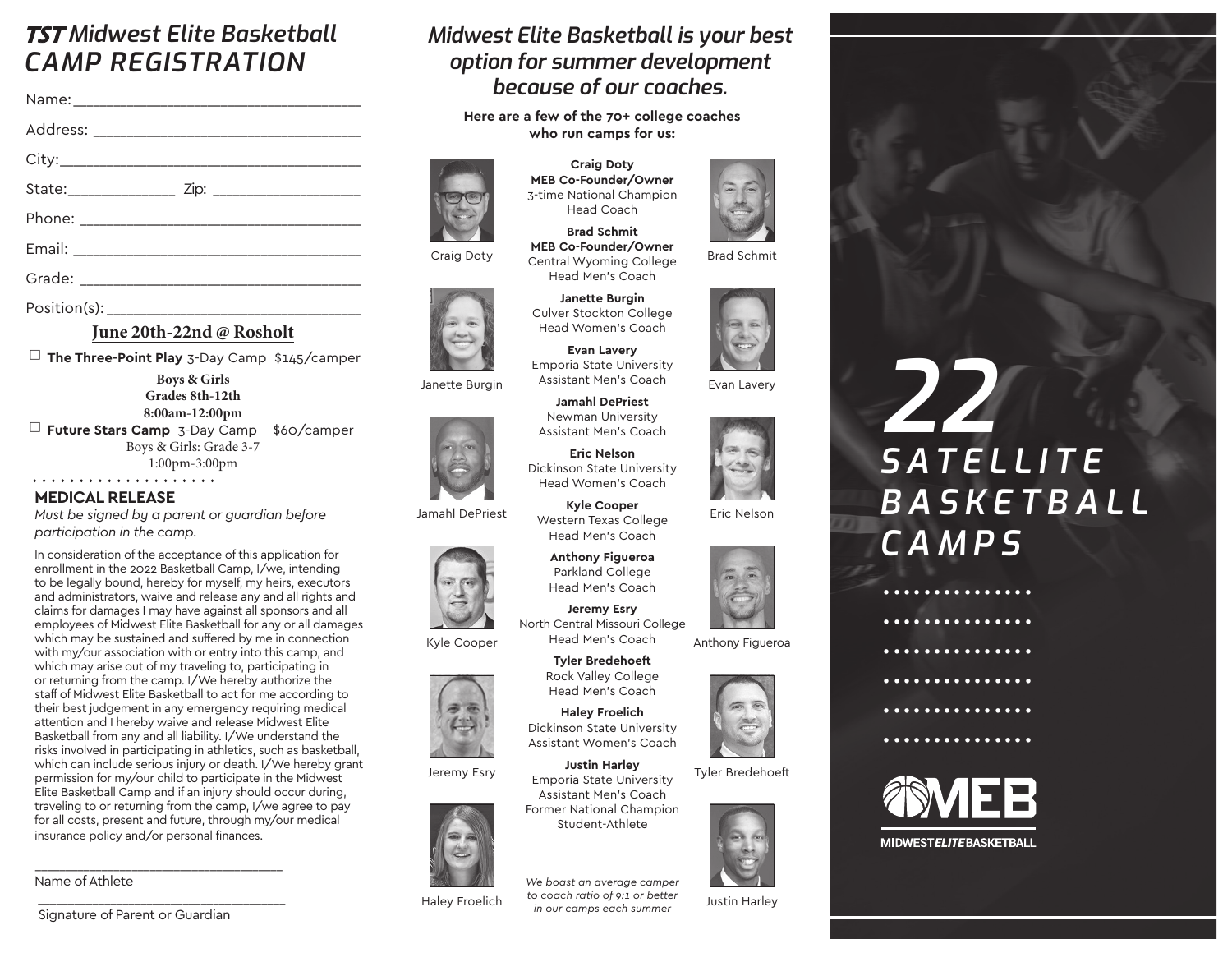# TST Midwest Elite Basketball CAMP REGISTRATION

Name:_______________________________

Address: _____________________________

City:________________________________

State:____________ Zip: _______________

Phone: ______________________________

Email: ______________________________

Grade: ______________________________

Position(s): ___________________________

**June 20th-22nd @ Rosholt**

☐ **The Three-Point Play** 3-Day Camp $145/camper

**Boys & Girls**
**Grades 8th-12th**
**8:00am-12:00pm**

☐ **Future Stars Camp** 3-Day Camp $60/camper

Boys & Girls: Grade 3-7
1:00pm-3:00pm

## MEDICAL RELEASE

*Must be signed by a parent or guardian before participation in the camp.*

In consideration of the acceptance of this application for enrollment in the 2022 Basketball Camp, I/we, intending to be legally bound, hereby for myself, my heirs, executors and administrators, waive and release any and all rights and claims for damages I may have against all sponsors and all employees of Midwest Elite Basketball for any or all damages which may be sustained and suffered by me in connection with my/our association with or entry into this camp, and which may arise out of my traveling to, participating in or returning from the camp. I/We hereby authorize the staff of Midwest Elite Basketball to act for me according to their best judgement in any emergency requiring medical attention and I hereby waive and release Midwest Elite Basketball from any and all liability. I/We understand the risks involved in participating in athletics, such as basketball, which can include serious injury or death. I/We hereby grant permission for my/our child to participate in the Midwest Elite Basketball Camp and if an injury should occur during, traveling to or returning from the camp, I/we agree to pay for all costs, present and future, through my/our medical insurance policy and/or personal finances.

_______________________________
Name of Athlete

_______________________________
Signature of Parent or Guardian

## *Midwest Elite Basketball is your best option for summer development because of our coaches.*

**Here are a few of the 70+ college coaches who run camps for us:**

**Craig Doty**
**MEB Co-Founder/Owner**
3-time National Champion
Head Coach

**Brad Schmit**
**MEB Co-Founder/Owner**
Central Wyoming College
Head Men's Coach

**Janette Burgin**
Culver Stockton College
Head Women's Coach

**Evan Lavery**
Emporia State University
Assistant Men's Coach

**Jamahl DePriest**
Newman University
Assistant Men's Coach

**Eric Nelson**
Dickinson State University
Head Women's Coach

**Kyle Cooper**
Western Texas College
Head Men's Coach

**Anthony Figueroa**
Parkland College
Head Men's Coach

**Jeremy Esry**
North Central Missouri College
Head Men's Coach

**Tyler Bredehoeft**
Rock Valley College
Head Men's Coach

**Haley Froelich**
Dickinson State University
Assistant Women's Coach

**Justin Harley**
Emporia State University
Assistant Men's Coach
Former National Champion
Student-Athlete

Craig Doty, Brad Schmit, Janette Burgin, Evan Lavery, Jamahl DePriest, Eric Nelson, Kyle Cooper, Anthony Figueroa, Jeremy Esry, Tyler Bredehoeft, Haley Froelich, Justin Harley

*We boast an average camper to coach ratio of 9:1 or better in our camps each summer*

# 22 SATELLITE BASKETBALL CAMPS

MEB
MIDWEST *ELITE* BASKETBALL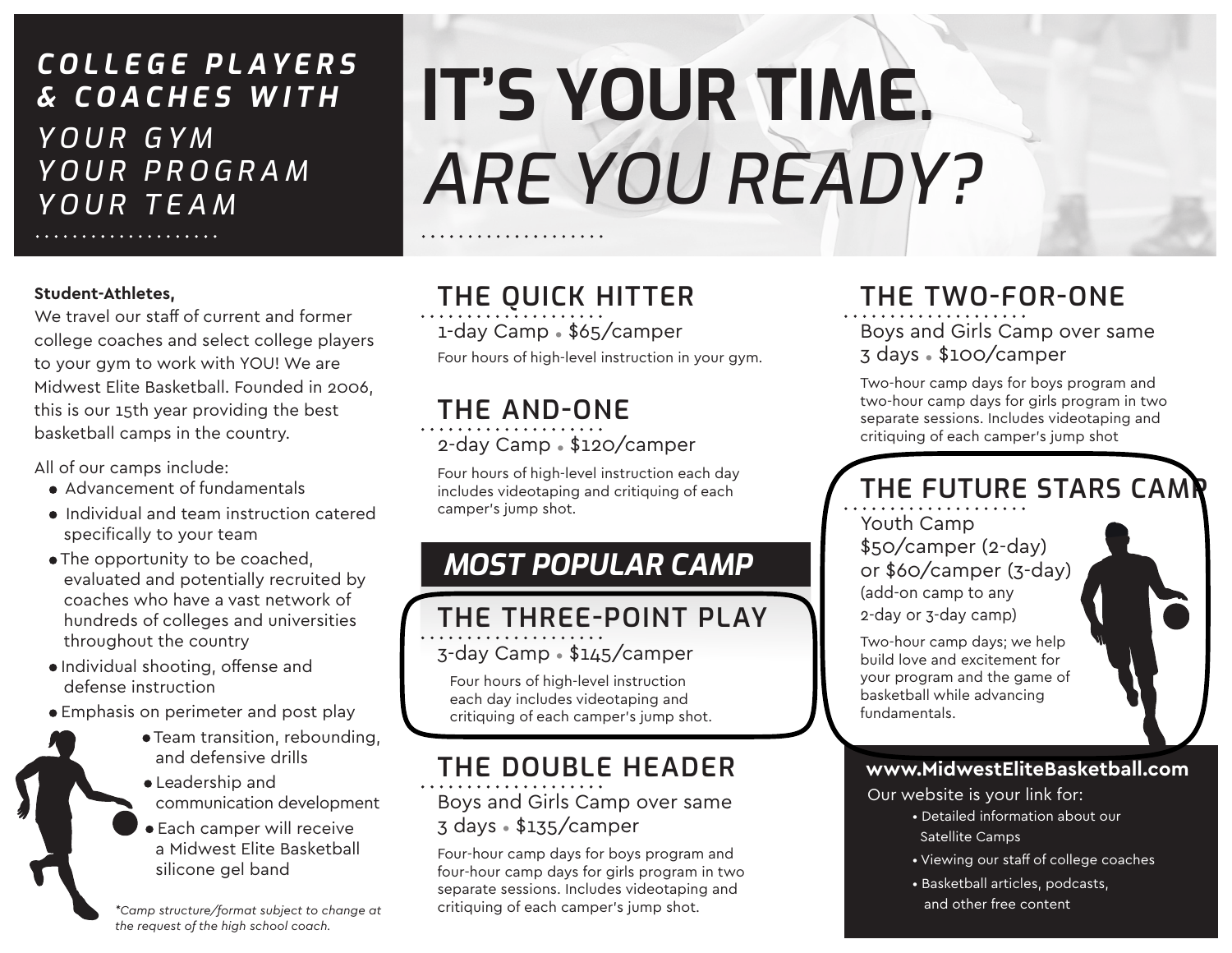**COLLEGE PLAYERS & COACHES WITH**

*YOUR GYM*
*YOUR PROGRAM*
*YOUR TEAM*

# IT'S YOUR TIME. *ARE YOU READY?*

**Student-Athletes,**
We travel our staff of current and former college coaches and select college players to your gym to work with YOU! We are Midwest Elite Basketball. Founded in 2006, this is our 15th year providing the best basketball camps in the country.

All of our camps include:

- Advancement of fundamentals
- Individual and team instruction catered specifically to your team
- The opportunity to be coached, evaluated and potentially recruited by coaches who have a vast network of hundreds of colleges and universities throughout the country
- Individual shooting, offense and defense instruction
- Emphasis on perimeter and post play
- Team transition, rebounding, and defensive drills
- Leadership and communication development
- Each camper will receive a Midwest Elite Basketball silicone gel band

*\*Camp structure/format subject to change at the request of the high school coach.*

## THE QUICK HITTER

1-day Camp • $65/camper

Four hours of high-level instruction in your gym.

## THE AND-ONE

2-day Camp • $120/camper

Four hours of high-level instruction each day includes videotaping and critiquing of each camper's jump shot.

***MOST POPULAR CAMP***

## THE THREE-POINT PLAY

3-day Camp • $145/camper

Four hours of high-level instruction each day includes videotaping and critiquing of each camper's jump shot.

## THE DOUBLE HEADER

Boys and Girls Camp over same 3 days • $135/camper

Four-hour camp days for boys program and four-hour camp days for girls program in two separate sessions. Includes videotaping and critiquing of each camper's jump shot.

## THE TWO-FOR-ONE

Boys and Girls Camp over same 3 days • $100/camper

Two-hour camp days for boys program and two-hour camp days for girls program in two separate sessions. Includes videotaping and critiquing of each camper's jump shot

## THE FUTURE STARS CAMP

Youth Camp
$50/camper (2-day)
or $60/camper (3-day)
(add-on camp to any 2-day or 3-day camp)

Two-hour camp days; we help build love and excitement for your program and the game of basketball while advancing fundamentals.

**www.MidwestEliteBasketball.com**

Our website is your link for:

- Detailed information about our Satellite Camps
- Viewing our staff of college coaches
- Basketball articles, podcasts, and other free content